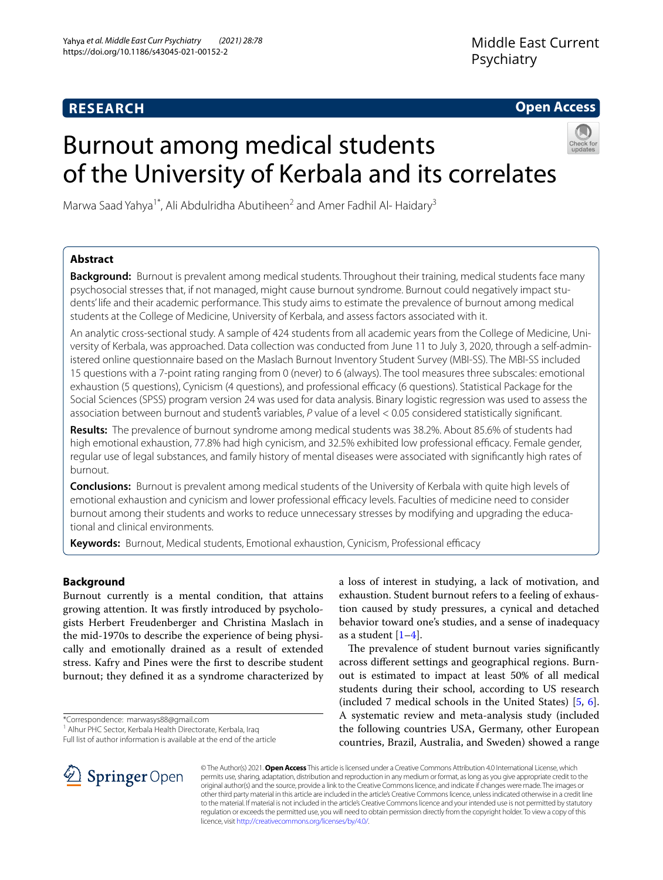RESEARCH

Open Access

# Burnout among medical students of the University of Kerbala and its correlates

Marwa Saad Yahya[1*], Ali Abdulridha Abutiheen[2] and Amer Fadhil Al- Haidary[3]

## Abstract

**Background:** Burnout is prevalent among medical students. Throughout their training, medical students face many psychosocial stresses that, if not managed, might cause burnout syndrome. Burnout could negatively impact students' life and their academic performance. This study aims to estimate the prevalence of burnout among medical students at the College of Medicine, University of Kerbala, and assess factors associated with it.

An analytic cross-sectional study. A sample of 424 students from all academic years from the College of Medicine, University of Kerbala, was approached. Data collection was conducted from June 11 to July 3, 2020, through a self-administered online questionnaire based on the Maslach Burnout Inventory Student Survey (MBI-SS). The MBI-SS included 15 questions with a 7-point rating ranging from 0 (never) to 6 (always). The tool measures three subscales: emotional exhaustion (5 questions), Cynicism (4 questions), and professional efficacy (6 questions). Statistical Package for the Social Sciences (SPSS) program version 24 was used for data analysis. Binary logistic regression was used to assess the association between burnout and student's variables, *P* value of a level < 0.05 considered statistically significant.

**Results:** The prevalence of burnout syndrome among medical students was 38.2%. About 85.6% of students had high emotional exhaustion, 77.8% had high cynicism, and 32.5% exhibited low professional efficacy. Female gender, regular use of legal substances, and family history of mental diseases were associated with significantly high rates of burnout.

**Conclusions:** Burnout is prevalent among medical students of the University of Kerbala with quite high levels of emotional exhaustion and cynicism and lower professional efficacy levels. Faculties of medicine need to consider burnout among their students and works to reduce unnecessary stresses by modifying and upgrading the educational and clinical environments.

**Keywords:** Burnout, Medical students, Emotional exhaustion, Cynicism, Professional efficacy

## Background

Burnout currently is a mental condition, that attains growing attention. It was firstly introduced by psychologists Herbert Freudenberger and Christina Maslach in the mid-1970s to describe the experience of being physically and emotionally drained as a result of extended stress. Kafry and Pines were the first to describe student burnout; they defined it as a syndrome characterized by a loss of interest in studying, a lack of motivation, and exhaustion. Student burnout refers to a feeling of exhaustion caused by study pressures, a cynical and detached behavior toward one's studies, and a sense of inadequacy as a student [1–4].

The prevalence of student burnout varies significantly across different settings and geographical regions. Burnout is estimated to impact at least 50% of all medical students during their school, according to US research (included 7 medical schools in the United States) [5, 6]. A systematic review and meta-analysis study (included the following countries USA, Germany, other European countries, Brazil, Australia, and Sweden) showed a range

*Correspondence: marwasys88@gmail.com
[1] Alhur PHC Sector, Kerbala Health Directorate, Kerbala, Iraq
Full list of author information is available at the end of the article

© The Author(s) 2021. **Open Access** This article is licensed under a Creative Commons Attribution 4.0 International License, which permits use, sharing, adaptation, distribution and reproduction in any medium or format, as long as you give appropriate credit to the original author(s) and the source, provide a link to the Creative Commons licence, and indicate if changes were made. The images or other third party material in this article are included in the article's Creative Commons licence, unless indicated otherwise in a credit line to the material. If material is not included in the article's Creative Commons licence and your intended use is not permitted by statutory regulation or exceeds the permitted use, you will need to obtain permission directly from the copyright holder. To view a copy of this licence, visit http://creativecommons.org/licenses/by/4.0/.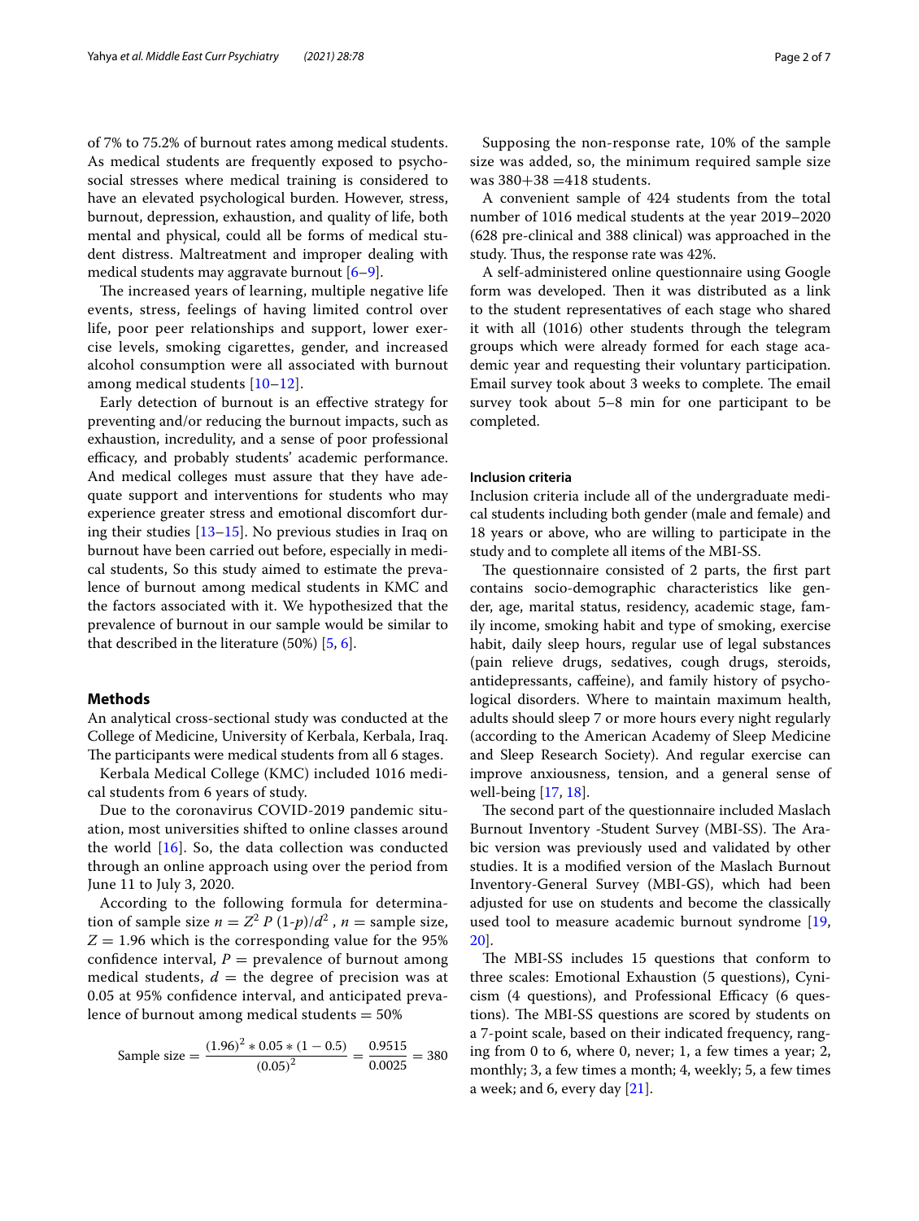of 7% to 75.2% of burnout rates among medical students. As medical students are frequently exposed to psychosocial stresses where medical training is considered to have an elevated psychological burden. However, stress, burnout, depression, exhaustion, and quality of life, both mental and physical, could all be forms of medical student distress. Maltreatment and improper dealing with medical students may aggravate burnout [6–9].

The increased years of learning, multiple negative life events, stress, feelings of having limited control over life, poor peer relationships and support, lower exercise levels, smoking cigarettes, gender, and increased alcohol consumption were all associated with burnout among medical students [10–12].

Early detection of burnout is an effective strategy for preventing and/or reducing the burnout impacts, such as exhaustion, incredulity, and a sense of poor professional efficacy, and probably students' academic performance. And medical colleges must assure that they have adequate support and interventions for students who may experience greater stress and emotional discomfort during their studies [13–15]. No previous studies in Iraq on burnout have been carried out before, especially in medical students, So this study aimed to estimate the prevalence of burnout among medical students in KMC and the factors associated with it. We hypothesized that the prevalence of burnout in our sample would be similar to that described in the literature (50%) [5, 6].

## Methods

An analytical cross-sectional study was conducted at the College of Medicine, University of Kerbala, Kerbala, Iraq. The participants were medical students from all 6 stages.

Kerbala Medical College (KMC) included 1016 medical students from 6 years of study.

Due to the coronavirus COVID-2019 pandemic situation, most universities shifted to online classes around the world [16]. So, the data collection was conducted through an online approach using over the period from June 11 to July 3, 2020.

According to the following formula for determination of sample size $n = Z^2 P (1\text{-}p)/d^2$ , $n$ = sample size, $Z = 1.96$ which is the corresponding value for the 95% confidence interval, $P$ = prevalence of burnout among medical students, $d$ = the degree of precision was at 0.05 at 95% confidence interval, and anticipated prevalence of burnout among medical students = 50%

$$\text{Sample size} = \frac{(1.96)^2 * 0.05 * (1 - 0.5)}{(0.05)^2} = \frac{0.9515}{0.0025} = 380$$

Supposing the non-response rate, 10% of the sample size was added, so, the minimum required sample size was 380+38 =418 students.

A convenient sample of 424 students from the total number of 1016 medical students at the year 2019–2020 (628 pre-clinical and 388 clinical) was approached in the study. Thus, the response rate was 42%.

A self-administered online questionnaire using Google form was developed. Then it was distributed as a link to the student representatives of each stage who shared it with all (1016) other students through the telegram groups which were already formed for each stage academic year and requesting their voluntary participation. Email survey took about 3 weeks to complete. The email survey took about 5–8 min for one participant to be completed.

### Inclusion criteria

Inclusion criteria include all of the undergraduate medical students including both gender (male and female) and 18 years or above, who are willing to participate in the study and to complete all items of the MBI-SS.

The questionnaire consisted of 2 parts, the first part contains socio-demographic characteristics like gender, age, marital status, residency, academic stage, family income, smoking habit and type of smoking, exercise habit, daily sleep hours, regular use of legal substances (pain relieve drugs, sedatives, cough drugs, steroids, antidepressants, caffeine), and family history of psychological disorders. Where to maintain maximum health, adults should sleep 7 or more hours every night regularly (according to the American Academy of Sleep Medicine and Sleep Research Society). And regular exercise can improve anxiousness, tension, and a general sense of well-being [17, 18].

The second part of the questionnaire included Maslach Burnout Inventory -Student Survey (MBI-SS). The Arabic version was previously used and validated by other studies. It is a modified version of the Maslach Burnout Inventory-General Survey (MBI-GS), which had been adjusted for use on students and become the classically used tool to measure academic burnout syndrome [19, 20].

The MBI-SS includes 15 questions that conform to three scales: Emotional Exhaustion (5 questions), Cynicism (4 questions), and Professional Efficacy (6 questions). The MBI-SS questions are scored by students on a 7-point scale, based on their indicated frequency, ranging from 0 to 6, where 0, never; 1, a few times a year; 2, monthly; 3, a few times a month; 4, weekly; 5, a few times a week; and 6, every day [21].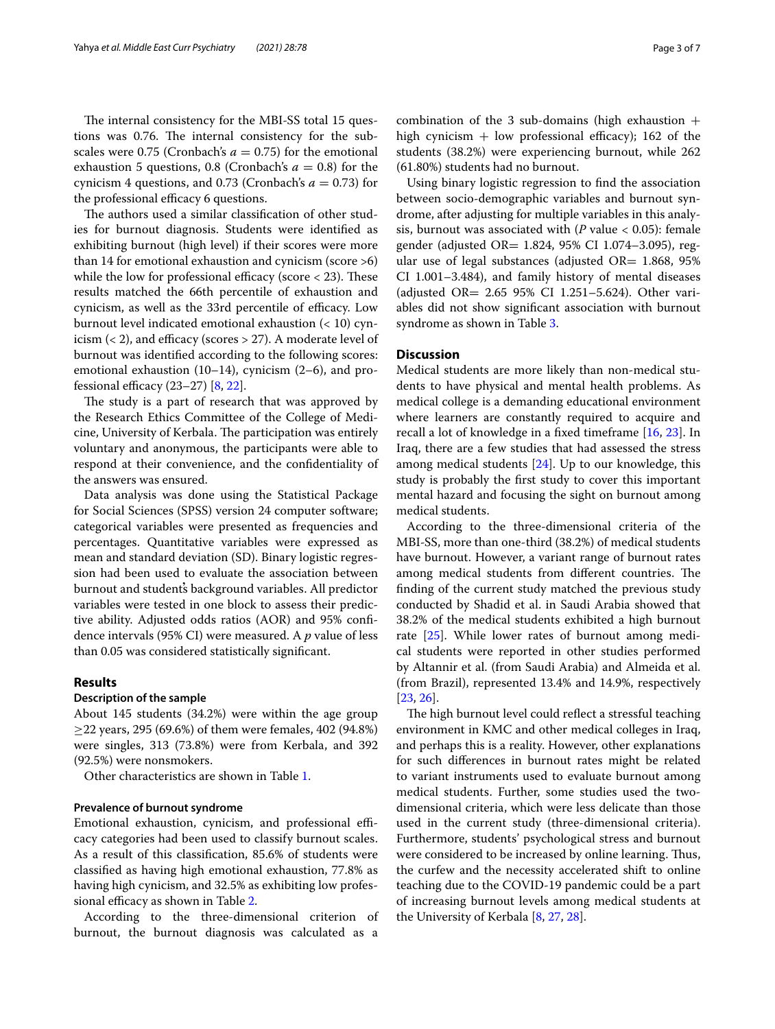The internal consistency for the MBI-SS total 15 questions was 0.76. The internal consistency for the subscales were 0.75 (Cronbach's $a = 0.75$) for the emotional exhaustion 5 questions, 0.8 (Cronbach's $a = 0.8$) for the cynicism 4 questions, and 0.73 (Cronbach's $a = 0.73$) for the professional efficacy 6 questions.

The authors used a similar classification of other studies for burnout diagnosis. Students were identified as exhibiting burnout (high level) if their scores were more than 14 for emotional exhaustion and cynicism (score >6) while the low for professional efficacy (score < 23). These results matched the 66th percentile of exhaustion and cynicism, as well as the 33rd percentile of efficacy. Low burnout level indicated emotional exhaustion (< 10) cynicism (< 2), and efficacy (scores > 27). A moderate level of burnout was identified according to the following scores: emotional exhaustion (10–14), cynicism (2–6), and professional efficacy (23–27) [8, 22].

The study is a part of research that was approved by the Research Ethics Committee of the College of Medicine, University of Kerbala. The participation was entirely voluntary and anonymous, the participants were able to respond at their convenience, and the confidentiality of the answers was ensured.

Data analysis was done using the Statistical Package for Social Sciences (SPSS) version 24 computer software; categorical variables were presented as frequencies and percentages. Quantitative variables were expressed as mean and standard deviation (SD). Binary logistic regression had been used to evaluate the association between burnout and student's background variables. All predictor variables were tested in one block to assess their predictive ability. Adjusted odds ratios (AOR) and 95% confidence intervals (95% CI) were measured. A *p* value of less than 0.05 was considered statistically significant.

## Results

### Description of the sample

About 145 students (34.2%) were within the age group ≥22 years, 295 (69.6%) of them were females, 402 (94.8%) were singles, 313 (73.8%) were from Kerbala, and 392 (92.5%) were nonsmokers.

Other characteristics are shown in Table 1.

### Prevalence of burnout syndrome

Emotional exhaustion, cynicism, and professional efficacy categories had been used to classify burnout scales. As a result of this classification, 85.6% of students were classified as having high emotional exhaustion, 77.8% as having high cynicism, and 32.5% as exhibiting low professional efficacy as shown in Table 2.

According to the three-dimensional criterion of burnout, the burnout diagnosis was calculated as a combination of the 3 sub-domains (high exhaustion + high cynicism + low professional efficacy); 162 of the students (38.2%) were experiencing burnout, while 262 (61.80%) students had no burnout.

Using binary logistic regression to find the association between socio-demographic variables and burnout syndrome, after adjusting for multiple variables in this analysis, burnout was associated with (*P* value < 0.05): female gender (adjusted OR= 1.824, 95% CI 1.074–3.095), regular use of legal substances (adjusted OR= 1.868, 95% CI 1.001–3.484), and family history of mental diseases (adjusted OR= 2.65 95% CI 1.251–5.624). Other variables did not show significant association with burnout syndrome as shown in Table 3.

## Discussion

Medical students are more likely than non-medical students to have physical and mental health problems. As medical college is a demanding educational environment where learners are constantly required to acquire and recall a lot of knowledge in a fixed timeframe [16, 23]. In Iraq, there are a few studies that had assessed the stress among medical students [24]. Up to our knowledge, this study is probably the first study to cover this important mental hazard and focusing the sight on burnout among medical students.

According to the three-dimensional criteria of the MBI-SS, more than one-third (38.2%) of medical students have burnout. However, a variant range of burnout rates among medical students from different countries. The finding of the current study matched the previous study conducted by Shadid et al. in Saudi Arabia showed that 38.2% of the medical students exhibited a high burnout rate [25]. While lower rates of burnout among medical students were reported in other studies performed by Altannir et al. (from Saudi Arabia) and Almeida et al. (from Brazil), represented 13.4% and 14.9%, respectively [23, 26].

The high burnout level could reflect a stressful teaching environment in KMC and other medical colleges in Iraq, and perhaps this is a reality. However, other explanations for such differences in burnout rates might be related to variant instruments used to evaluate burnout among medical students. Further, some studies used the two-dimensional criteria, which were less delicate than those used in the current study (three-dimensional criteria). Furthermore, students' psychological stress and burnout were considered to be increased by online learning. Thus, the curfew and the necessity accelerated shift to online teaching due to the COVID-19 pandemic could be a part of increasing burnout levels among medical students at the University of Kerbala [8, 27, 28].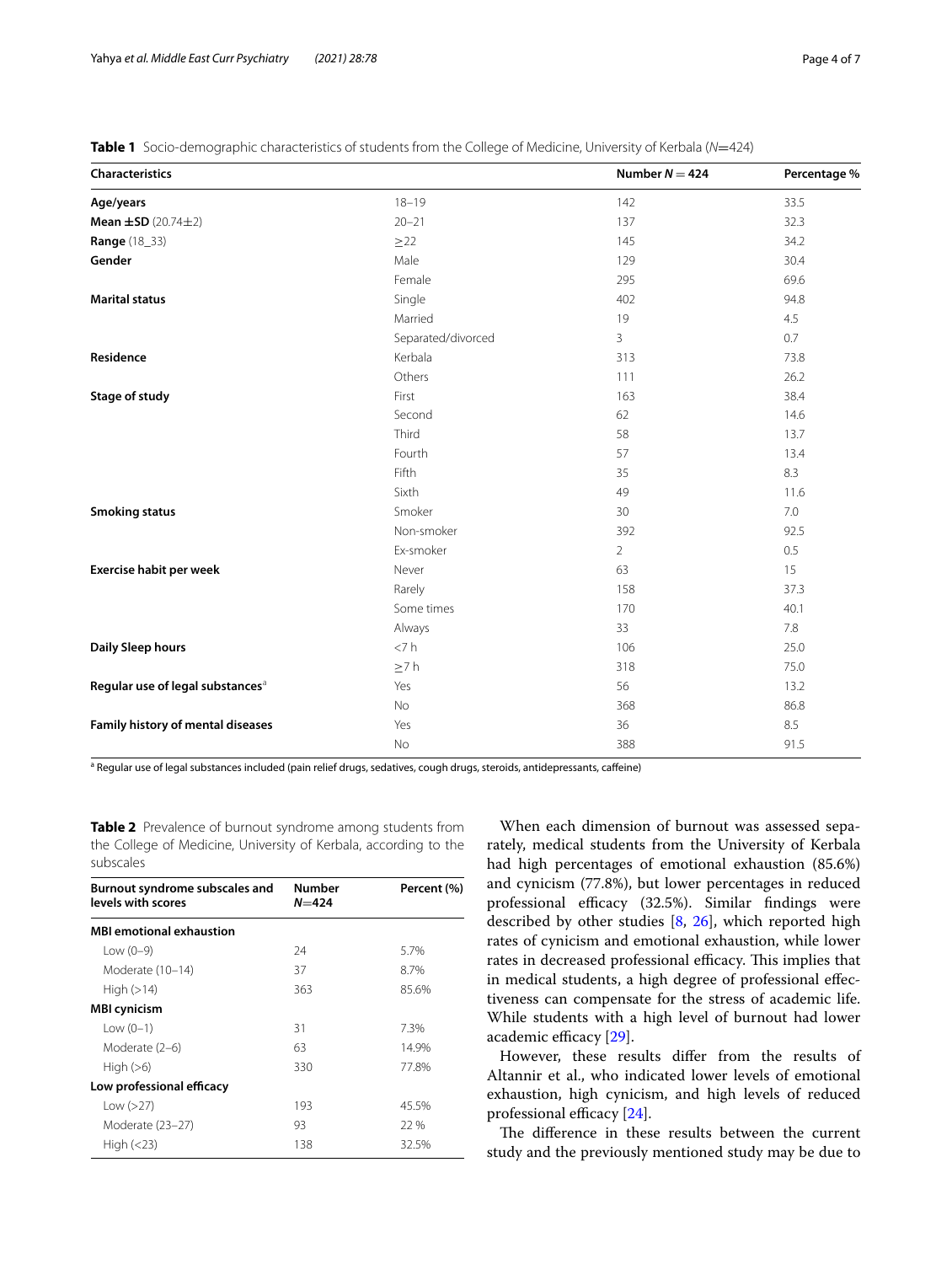**Table 1** Socio-demographic characteristics of students from the College of Medicine, University of Kerbala (*N*=424)

| Characteristics | | Number $N = 424$ | Percentage % |
|---|---|---|---|
| **Age/years** | 18–19 | 142 | 33.5 |
| **Mean ±SD** (20.74±2) | 20–21 | 137 | 32.3 |
| **Range** (18_33) | ≥22 | 145 | 34.2 |
| **Gender** | Male | 129 | 30.4 |
| | Female | 295 | 69.6 |
| **Marital status** | Single | 402 | 94.8 |
| | Married | 19 | 4.5 |
| | Separated/divorced | 3 | 0.7 |
| **Residence** | Kerbala | 313 | 73.8 |
| | Others | 111 | 26.2 |
| **Stage of study** | First | 163 | 38.4 |
| | Second | 62 | 14.6 |
| | Third | 58 | 13.7 |
| | Fourth | 57 | 13.4 |
| | Fifth | 35 | 8.3 |
| | Sixth | 49 | 11.6 |
| **Smoking status** | Smoker | 30 | 7.0 |
| | Non-smoker | 392 | 92.5 |
| | Ex-smoker | 2 | 0.5 |
| **Exercise habit per week** | Never | 63 | 15 |
| | Rarely | 158 | 37.3 |
| | Some times | 170 | 40.1 |
| | Always | 33 | 7.8 |
| **Daily Sleep hours** | <7 h | 106 | 25.0 |
| | ≥7 h | 318 | 75.0 |
| **Regular use of legal substances**[a] | Yes | 56 | 13.2 |
| | No | 368 | 86.8 |
| **Family history of mental diseases** | Yes | 36 | 8.5 |
| | No | 388 | 91.5 |

[a] Regular use of legal substances included (pain relief drugs, sedatives, cough drugs, steroids, antidepressants, caffeine)

**Table 2** Prevalence of burnout syndrome among students from the College of Medicine, University of Kerbala, according to the subscales

| Burnout syndrome subscales and levels with scores | Number $N$=424 | Percent (%) |
|---|---|---|
| **MBI emotional exhaustion** | | |
| Low (0–9) | 24 | 5.7% |
| Moderate (10–14) | 37 | 8.7% |
| High (>14) | 363 | 85.6% |
| **MBI cynicism** | | |
| Low (0–1) | 31 | 7.3% |
| Moderate (2–6) | 63 | 14.9% |
| High (>6) | 330 | 77.8% |
| **Low professional efficacy** | | |
| Low (>27) | 193 | 45.5% |
| Moderate (23–27) | 93 | 22 % |
| High (<23) | 138 | 32.5% |

When each dimension of burnout was assessed separately, medical students from the University of Kerbala had high percentages of emotional exhaustion (85.6%) and cynicism (77.8%), but lower percentages in reduced professional efficacy (32.5%). Similar findings were described by other studies [8, 26], which reported high rates of cynicism and emotional exhaustion, while lower rates in decreased professional efficacy. This implies that in medical students, a high degree of professional effectiveness can compensate for the stress of academic life. While students with a high level of burnout had lower academic efficacy [29].

However, these results differ from the results of Altannir et al., who indicated lower levels of emotional exhaustion, high cynicism, and high levels of reduced professional efficacy [24].

The difference in these results between the current study and the previously mentioned study may be due to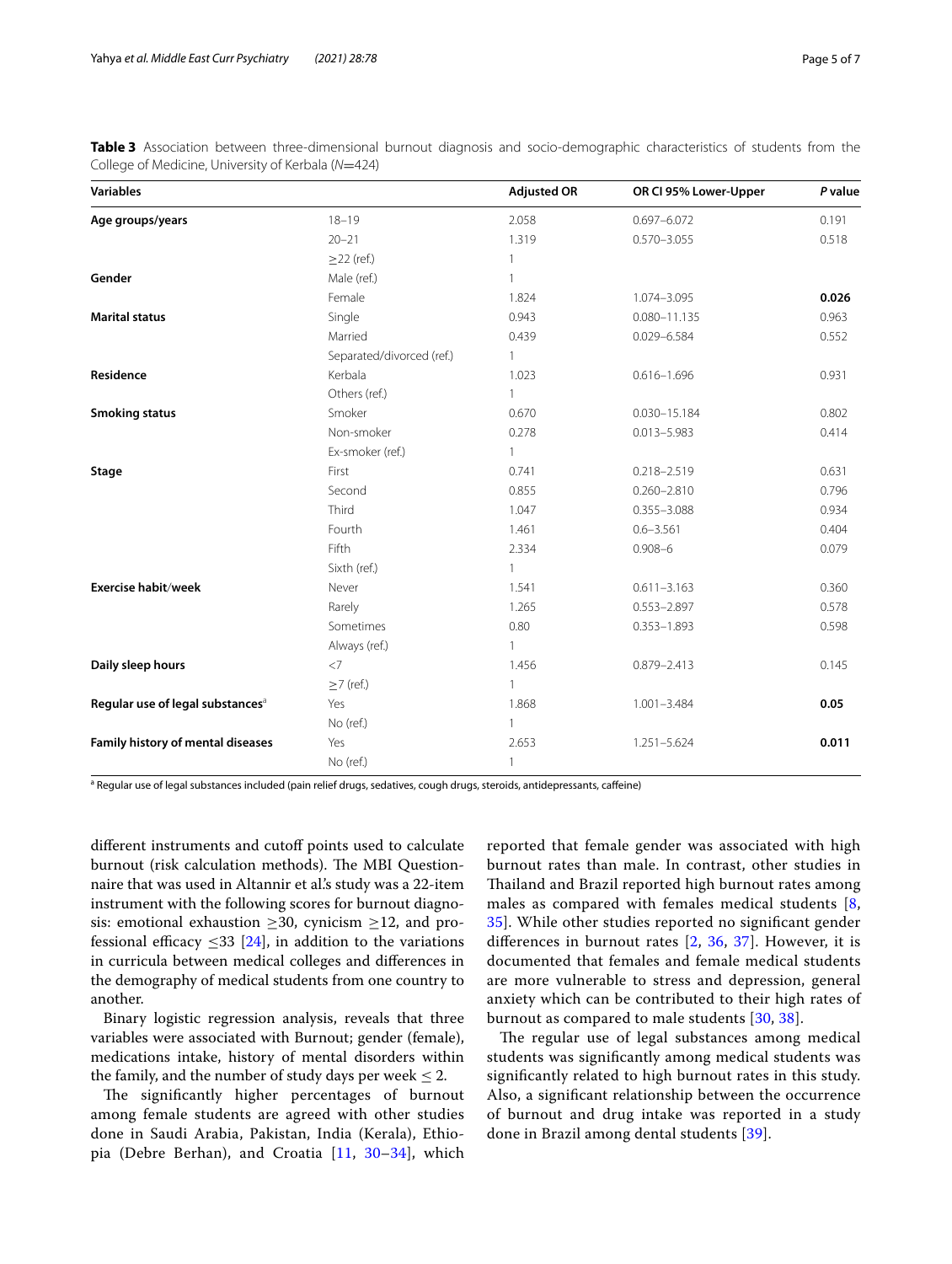**Table 3** Association between three-dimensional burnout diagnosis and socio-demographic characteristics of students from the College of Medicine, University of Kerbala (*N*=424)

| Variables | | Adjusted OR | OR CI 95% Lower-Upper | *P* value |
|---|---|---|---|---|
| **Age groups/years** | 18–19 | 2.058 | 0.697–6.072 | 0.191 |
| | 20–21 | 1.319 | 0.570–3.055 | 0.518 |
| | ≥22 (ref.) | 1 | | |
| **Gender** | Male (ref.) | 1 | | |
| | Female | 1.824 | 1.074–3.095 | **0.026** |
| **Marital status** | Single | 0.943 | 0.080–11.135 | 0.963 |
| | Married | 0.439 | 0.029–6.584 | 0.552 |
| | Separated/divorced (ref.) | 1 | | |
| **Residence** | Kerbala | 1.023 | 0.616–1.696 | 0.931 |
| | Others (ref.) | 1 | | |
| **Smoking status** | Smoker | 0.670 | 0.030–15.184 | 0.802 |
| | Non-smoker | 0.278 | 0.013–5.983 | 0.414 |
| | Ex-smoker (ref.) | 1 | | |
| **Stage** | First | 0.741 | 0.218–2.519 | 0.631 |
| | Second | 0.855 | 0.260–2.810 | 0.796 |
| | Third | 1.047 | 0.355–3.088 | 0.934 |
| | Fourth | 1.461 | 0.6–3.561 | 0.404 |
| | Fifth | 2.334 | 0.908–6 | 0.079 |
| | Sixth (ref.) | 1 | | |
| **Exercise habit/week** | Never | 1.541 | 0.611–3.163 | 0.360 |
| | Rarely | 1.265 | 0.553–2.897 | 0.578 |
| | Sometimes | 0.80 | 0.353–1.893 | 0.598 |
| | Always (ref.) | 1 | | |
| **Daily sleep hours** | <7 | 1.456 | 0.879–2.413 | 0.145 |
| | ≥7 (ref.) | 1 | | |
| **Regular use of legal substances**[a] | Yes | 1.868 | 1.001–3.484 | **0.05** |
| | No (ref.) | 1 | | |
| **Family history of mental diseases** | Yes | 2.653 | 1.251–5.624 | **0.011** |
| | No (ref.) | 1 | | |

[a] Regular use of legal substances included (pain relief drugs, sedatives, cough drugs, steroids, antidepressants, caffeine)

different instruments and cutoff points used to calculate burnout (risk calculation methods). The MBI Questionnaire that was used in Altannir et al.'s study was a 22-item instrument with the following scores for burnout diagnosis: emotional exhaustion ≥30, cynicism ≥12, and professional efficacy ≤33 [24], in addition to the variations in curricula between medical colleges and differences in the demography of medical students from one country to another.

Binary logistic regression analysis, reveals that three variables were associated with Burnout; gender (female), medications intake, history of mental disorders within the family, and the number of study days per week ≤ 2.

The significantly higher percentages of burnout among female students are agreed with other studies done in Saudi Arabia, Pakistan, India (Kerala), Ethiopia (Debre Berhan), and Croatia [11, 30–34], which reported that female gender was associated with high burnout rates than male. In contrast, other studies in Thailand and Brazil reported high burnout rates among males as compared with females medical students [8, 35]. While other studies reported no significant gender differences in burnout rates [2, 36, 37]. However, it is documented that females and female medical students are more vulnerable to stress and depression, general anxiety which can be contributed to their high rates of burnout as compared to male students [30, 38].

The regular use of legal substances among medical students was significantly among medical students was significantly related to high burnout rates in this study. Also, a significant relationship between the occurrence of burnout and drug intake was reported in a study done in Brazil among dental students [39].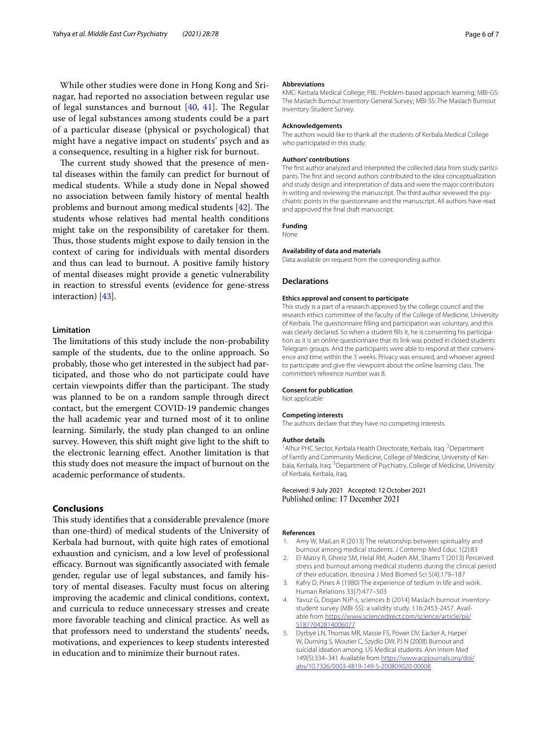While other studies were done in Hong Kong and Srinagar, had reported no association between regular use of legal sunstances and burnout [40, 41]. The Regular use of legal substances among students could be a part of a particular disease (physical or psychological) that might have a negative impact on students' psych and as a consequence, resulting in a higher risk for burnout.

The current study showed that the presence of mental diseases within the family can predict for burnout of medical students. While a study done in Nepal showed no association between family history of mental health problems and burnout among medical students [42]. The students whose relatives had mental health conditions might take on the responsibility of caretaker for them. Thus, those students might expose to daily tension in the context of caring for individuals with mental disorders and thus can lead to burnout. A positive family history of mental diseases might provide a genetic vulnerability in reaction to stressful events (evidence for gene-stress interaction) [43].

### Limitation

The limitations of this study include the non-probability sample of the students, due to the online approach. So probably, those who get interested in the subject had participated, and those who do not participate could have certain viewpoints differ than the participant. The study was planned to be on a random sample through direct contact, but the emergent COVID-19 pandemic changes the hall academic year and turned most of it to online learning. Similarly, the study plan changed to an online survey. However, this shift might give light to the shift to the electronic learning effect. Another limitation is that this study does not measure the impact of burnout on the academic performance of students.

## Conclusions

This study identifies that a considerable prevalence (more than one-third) of medical students of the University of Kerbala had burnout, with quite high rates of emotional exhaustion and cynicism, and a low level of professional efficacy. Burnout was significantly associated with female gender, regular use of legal substances, and family history of mental diseases. Faculty must focus on altering improving the academic and clinical conditions, context, and curricula to reduce unnecessary stresses and create more favorable teaching and clinical practice. As well as that professors need to understand the students' needs, motivations, and experiences to keep students interested in education and to minimize their burnout rates.

#### Abbreviations

KMC: Kerbala Medical College; PBL: Problem-based approach learning; MBI-GS: The Maslach Burnout Inventory-General Survey; MBI-SS: The Maslach Burnout Inventory-Student Survey.

#### Acknowledgements

The authors would like to thank all the students of Kerbala Medical College who participated in this study.

#### Authors' contributions

The first author analyzed and interpreted the collected data from study participants. The first and second authors contributed to the idea conceptualization and study design and interpretation of data and were the major contributors in writing and reviewing the manuscript. The third author reviewed the psychiatric points in the questionnaire and the manuscript. All authors have read and approved the final draft manuscript.

#### Funding

None

#### Availability of data and materials

Data available on request from the corresponding author.

### Declarations

#### Ethics approval and consent to participate

This study is a part of a research approved by the college council and the research ethics committee of the faculty of the College of Medicine, University of Kerbala. The questionnaire filling and participation was voluntary, and this was clearly declared. So when a student fills it, he is consenting his participation as it is an online questionnaire that its link was posted in closed students Telegram groups. And the participants were able to respond at their convenience and time within the 3 weeks. Privacy was ensured, and whoever agreed to participate and give the viewpoint about the online learning class. The committee's reference number was 8.

#### Consent for publication

Not applicable

#### Competing interests

The authors declare that they have no competing interests.

#### Author details

[1] Alhur PHC Sector, Kerbala Health Directorate, Kerbala, Iraq. [2] Department of Family and Community Medicine, College of Medicine, University of Kerbala, Kerbala, Iraq. [3] Department of Psychiatry, College of Medicine, University of Kerbala, Kerbala, Iraq.

Received: 9 July 2021 Accepted: 12 October 2021
Published online: 17 December 2021

#### References

1. Amy W, MaiLan R (2013) The relationship between spirituality and burnout among medical students. J Contemp Med Educ 1(2):83
2. El-Masry R, Ghreiz SM, Helal RM, Audeh AM, Shams T (2013) Perceived stress and burnout among medical students during the clinical period of their education. Ibnosina J Med Biomed Sci 5(4):179–187
3. Kafry D, Pines A (1980) The experience of tedium in life and work. Human Relations 33(7):477–503
4. Yavuz G, Dogan NJP-s, sciences b (2014) Maslach burnout inventory-student survey (MBI-SS): a validity study. 116:2453-2457. Available from https://www.sciencedirect.com/science/article/pii/S1877042814006077
5. Dyrbye LN, Thomas MR, Massie FS, Power DV, Eacker A, Harper W, Durning S, Moutier C, Szydlo DW, PJ N (2008) Burnout and suicidal ideation among. US Medical students. Ann Intern Med 149(5):334–341 Available from https://www.acpjournals.org/doi/abs/10.7326/0003-4819-149-5-200809020-00008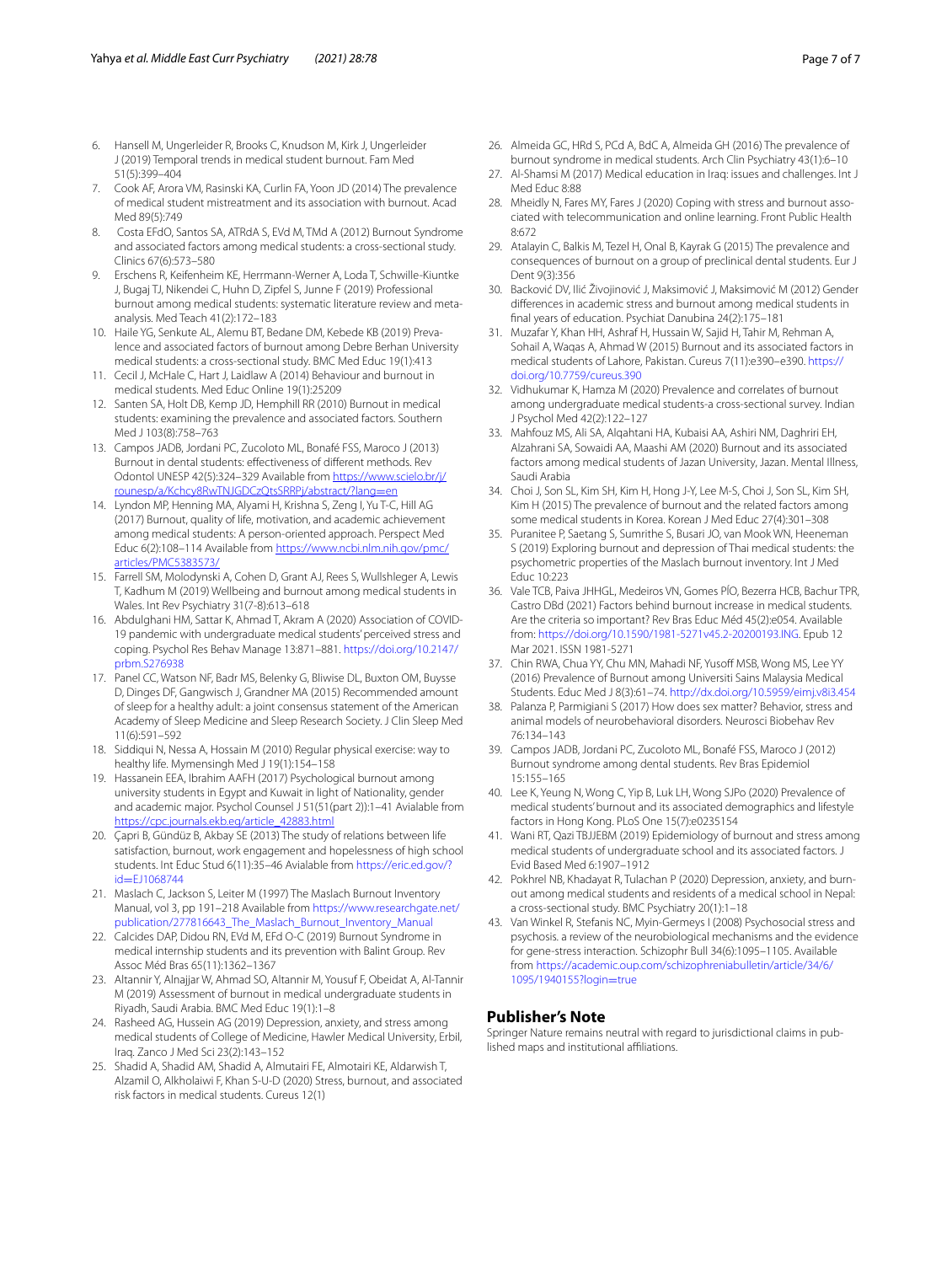6. Hansell M, Ungerleider R, Brooks C, Knudson M, Kirk J, Ungerleider J (2019) Temporal trends in medical student burnout. Fam Med 51(5):399–404
7. Cook AF, Arora VM, Rasinski KA, Curlin FA, Yoon JD (2014) The prevalence of medical student mistreatment and its association with burnout. Acad Med 89(5):749
8. Costa EFdO, Santos SA, ATRdA S, EVd M, TMd A (2012) Burnout Syndrome and associated factors among medical students: a cross-sectional study. Clinics 67(6):573–580
9. Erschens R, Keifenheim KE, Herrmann-Werner A, Loda T, Schwille-Kiuntke J, Bugaj TJ, Nikendei C, Huhn D, Zipfel S, Junne F (2019) Professional burnout among medical students: systematic literature review and meta-analysis. Med Teach 41(2):172–183
10. Haile YG, Senkute AL, Alemu BT, Bedane DM, Kebede KB (2019) Prevalence and associated factors of burnout among Debre Berhan University medical students: a cross-sectional study. BMC Med Educ 19(1):413
11. Cecil J, McHale C, Hart J, Laidlaw A (2014) Behaviour and burnout in medical students. Med Educ Online 19(1):25209
12. Santen SA, Holt DB, Kemp JD, Hemphill RR (2010) Burnout in medical students: examining the prevalence and associated factors. Southern Med J 103(8):758–763
13. Campos JADB, Jordani PC, Zucoloto ML, Bonafé FSS, Maroco J (2013) Burnout in dental students: effectiveness of different methods. Rev Odontol UNESP 42(5):324–329 Available from https://www.scielo.br/j/rounesp/a/Kchcy8RwTNJGDCzQtsSRRPj/abstract/?lang=en
14. Lyndon MP, Henning MA, Alyami H, Krishna S, Zeng I, Yu T-C, Hill AG (2017) Burnout, quality of life, motivation, and academic achievement among medical students: A person-oriented approach. Perspect Med Educ 6(2):108–114 Available from https://www.ncbi.nlm.nih.gov/pmc/articles/PMC5383573/
15. Farrell SM, Molodynski A, Cohen D, Grant AJ, Rees S, Wullshleger A, Lewis T, Kadhum M (2019) Wellbeing and burnout among medical students in Wales. Int Rev Psychiatry 31(7-8):613–618
16. Abdulghani HM, Sattar K, Ahmad T, Akram A (2020) Association of COVID-19 pandemic with undergraduate medical students' perceived stress and coping. Psychol Res Behav Manage 13:871–881. https://doi.org/10.2147/prbm.S276938
17. Panel CC, Watson NF, Badr MS, Belenky G, Bliwise DL, Buxton OM, Buysse D, Dinges DF, Gangwisch J, Grandner MA (2015) Recommended amount of sleep for a healthy adult: a joint consensus statement of the American Academy of Sleep Medicine and Sleep Research Society. J Clin Sleep Med 11(6):591–592
18. Siddiqui N, Nessa A, Hossain M (2010) Regular physical exercise: way to healthy life. Mymensingh Med J 19(1):154–158
19. Hassanein EEA, Ibrahim AAFH (2017) Psychological burnout among university students in Egypt and Kuwait in light of Nationality, gender and academic major. Psychol Counsel J 51(51(part 2)):1–41 Avialable from https://cpc.journals.ekb.eg/article_42883.html
20. Çapri B, Gündüz B, Akbay SE (2013) The study of relations between life satisfaction, burnout, work engagement and hopelessness of high school students. Int Educ Stud 6(11):35–46 Avialable from https://eric.ed.gov/?id=EJ1068744
21. Maslach C, Jackson S, Leiter M (1997) The Maslach Burnout Inventory Manual, vol 3, pp 191–218 Available from https://www.researchgate.net/publication/277816643_The_Maslach_Burnout_Inventory_Manual
22. Calcides DAP, Didou RN, EVd M, EFd O-C (2019) Burnout Syndrome in medical internship students and its prevention with Balint Group. Rev Assoc Méd Bras 65(11):1362–1367
23. Altannir Y, Alnajjar W, Ahmad SO, Altannir M, Yousuf F, Obeidat A, Al-Tannir M (2019) Assessment of burnout in medical undergraduate students in Riyadh, Saudi Arabia. BMC Med Educ 19(1):1–8
24. Rasheed AG, Hussein AG (2019) Depression, anxiety, and stress among medical students of College of Medicine, Hawler Medical University, Erbil, Iraq. Zanco J Med Sci 23(2):143–152
25. Shadid A, Shadid AM, Shadid A, Almutairi FE, Almotairi KE, Aldarwish T, Alzamil O, Alkholaiwi F, Khan S-U-D (2020) Stress, burnout, and associated risk factors in medical students. Cureus 12(1)
26. Almeida GC, HRd S, PCd A, BdC A, Almeida GH (2016) The prevalence of burnout syndrome in medical students. Arch Clin Psychiatry 43(1):6–10
27. Al-Shamsi M (2017) Medical education in Iraq: issues and challenges. Int J Med Educ 8:88
28. Mheidly N, Fares MY, Fares J (2020) Coping with stress and burnout associated with telecommunication and online learning. Front Public Health 8:672
29. Atalayin C, Balkis M, Tezel H, Onal B, Kayrak G (2015) The prevalence and consequences of burnout on a group of preclinical dental students. Eur J Dent 9(3):356
30. Backović DV, Ilić Živojinović J, Maksimović J, Maksimović M (2012) Gender differences in academic stress and burnout among medical students in final years of education. Psychiat Danubina 24(2):175–181
31. Muzafar Y, Khan HH, Ashraf H, Hussain W, Sajid H, Tahir M, Rehman A, Sohail A, Waqas A, Ahmad W (2015) Burnout and its associated factors in medical students of Lahore, Pakistan. Cureus 7(11):e390–e390. https://doi.org/10.7759/cureus.390
32. Vidhukumar K, Hamza M (2020) Prevalence and correlates of burnout among undergraduate medical students-a cross-sectional survey. Indian J Psychol Med 42(2):122–127
33. Mahfouz MS, Ali SA, Alqahtani HA, Kubaisi AA, Ashiri NM, Daghriri EH, Alzahrani SA, Sowaidi AA, Maashi AM (2020) Burnout and its associated factors among medical students of Jazan University, Jazan. Mental Illness, Saudi Arabia
34. Choi J, Son SL, Kim SH, Kim H, Hong J-Y, Lee M-S, Choi J, Son SL, Kim SH, Kim H (2015) The prevalence of burnout and the related factors among some medical students in Korea. Korean J Med Educ 27(4):301–308
35. Puranitee P, Saetang S, Sumrithe S, Busari JO, van Mook WN, Heeneman S (2019) Exploring burnout and depression of Thai medical students: the psychometric properties of the Maslach burnout inventory. Int J Med Educ 10:223
36. Vale TCB, Paiva JHHGL, Medeiros VN, Gomes PÍO, Bezerra HCB, Bachur TPR, Castro DBd (2021) Factors behind burnout increase in medical students. Are the criteria so important? Rev Bras Educ Méd 45(2):e054. Available from: https://doi.org/10.1590/1981-5271v45.2-20200193.ING. Epub 12 Mar 2021. ISSN 1981-5271
37. Chin RWA, Chua YY, Chu MN, Mahadi NF, Yusoff MSB, Wong MS, Lee YY (2016) Prevalence of Burnout among Universiti Sains Malaysia Medical Students. Educ Med J 8(3):61–74. http://dx.doi.org/10.5959/eimj.v8i3.454
38. Palanza P, Parmigiani S (2017) How does sex matter? Behavior, stress and animal models of neurobehavioral disorders. Neurosci Biobehav Rev 76:134–143
39. Campos JADB, Jordani PC, Zucoloto ML, Bonafé FSS, Maroco J (2012) Burnout syndrome among dental students. Rev Bras Epidemiol 15:155–165
40. Lee K, Yeung N, Wong C, Yip B, Luk LH, Wong SJPo (2020) Prevalence of medical students' burnout and its associated demographics and lifestyle factors in Hong Kong. PLoS One 15(7):e0235154
41. Wani RT, Qazi TBJJEBM (2019) Epidemiology of burnout and stress among medical students of undergraduate school and its associated factors. J Evid Based Med 6:1907–1912
42. Pokhrel NB, Khadayat R, Tulachan P (2020) Depression, anxiety, and burnout among medical students and residents of a medical school in Nepal: a cross-sectional study. BMC Psychiatry 20(1):1–18
43. Van Winkel R, Stefanis NC, Myin-Germeys I (2008) Psychosocial stress and psychosis. a review of the neurobiological mechanisms and the evidence for gene-stress interaction. Schizophr Bull 34(6):1095–1105. Available from https://academic.oup.com/schizophreniabulletin/article/34/6/1095/1940155?login=true

## Publisher's Note

Springer Nature remains neutral with regard to jurisdictional claims in published maps and institutional affiliations.